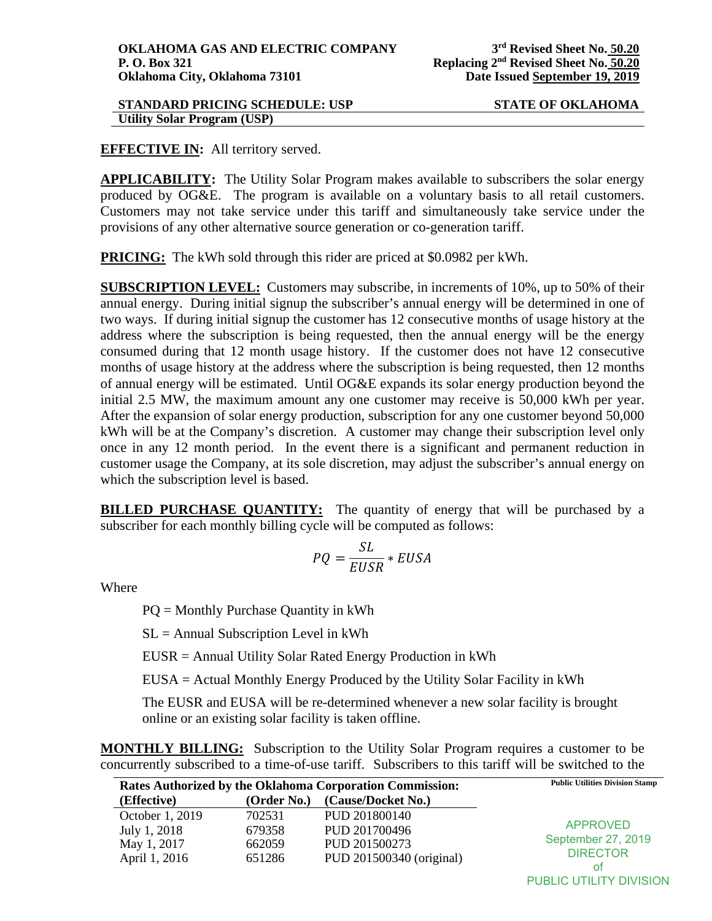**OKLAHOMA GAS AND ELECTRIC COMPANY**
**P. O. Box 321**
**Oklahoma City, Oklahoma 73101**

**3rd Revised Sheet No. 50.20**
**Replacing 2nd Revised Sheet No. 50.20**
**Date Issued September 19, 2019**

**STANDARD PRICING SCHEDULE: USP** — **STATE OF OKLAHOMA**

**Utility Solar Program (USP)**

**EFFECTIVE IN:** All territory served.

**APPLICABILITY:** The Utility Solar Program makes available to subscribers the solar energy produced by OG&E. The program is available on a voluntary basis to all retail customers. Customers may not take service under this tariff and simultaneously take service under the provisions of any other alternative source generation or co-generation tariff.

**PRICING:** The kWh sold through this rider are priced at $0.0982 per kWh.

**SUBSCRIPTION LEVEL:** Customers may subscribe, in increments of 10%, up to 50% of their annual energy. During initial signup the subscriber's annual energy will be determined in one of two ways. If during initial signup the customer has 12 consecutive months of usage history at the address where the subscription is being requested, then the annual energy will be the energy consumed during that 12 month usage history. If the customer does not have 12 consecutive months of usage history at the address where the subscription is being requested, then 12 months of annual energy will be estimated. Until OG&E expands its solar energy production beyond the initial 2.5 MW, the maximum amount any one customer may receive is 50,000 kWh per year. After the expansion of solar energy production, subscription for any one customer beyond 50,000 kWh will be at the Company's discretion. A customer may change their subscription level only once in any 12 month period. In the event there is a significant and permanent reduction in customer usage the Company, at its sole discretion, may adjust the subscriber's annual energy on which the subscription level is based.

**BILLED PURCHASE QUANTITY:** The quantity of energy that will be purchased by a subscriber for each monthly billing cycle will be computed as follows:

$$PQ = \frac{SL}{EUSR} * EUSA$$

Where

PQ = Monthly Purchase Quantity in kWh

SL = Annual Subscription Level in kWh

EUSR = Annual Utility Solar Rated Energy Production in kWh

EUSA = Actual Monthly Energy Produced by the Utility Solar Facility in kWh

The EUSR and EUSA will be re-determined whenever a new solar facility is brought online or an existing solar facility is taken offline.

**MONTHLY BILLING:** Subscription to the Utility Solar Program requires a customer to be concurrently subscribed to a time-of-use tariff. Subscribers to this tariff will be switched to the

**Rates Authorized by the Oklahoma Corporation Commission:**

| (Effective) | (Order No.) | (Cause/Docket No.) |
|---|---|---|
| October 1, 2019 | 702531 | PUD 201800140 |
| July 1, 2018 | 679358 | PUD 201700496 |
| May 1, 2017 | 662059 | PUD 201500273 |
| April 1, 2016 | 651286 | PUD 201500340 (original) |

Public Utilities Division Stamp

APPROVED
September 27, 2019
DIRECTOR
of
PUBLIC UTILITY DIVISION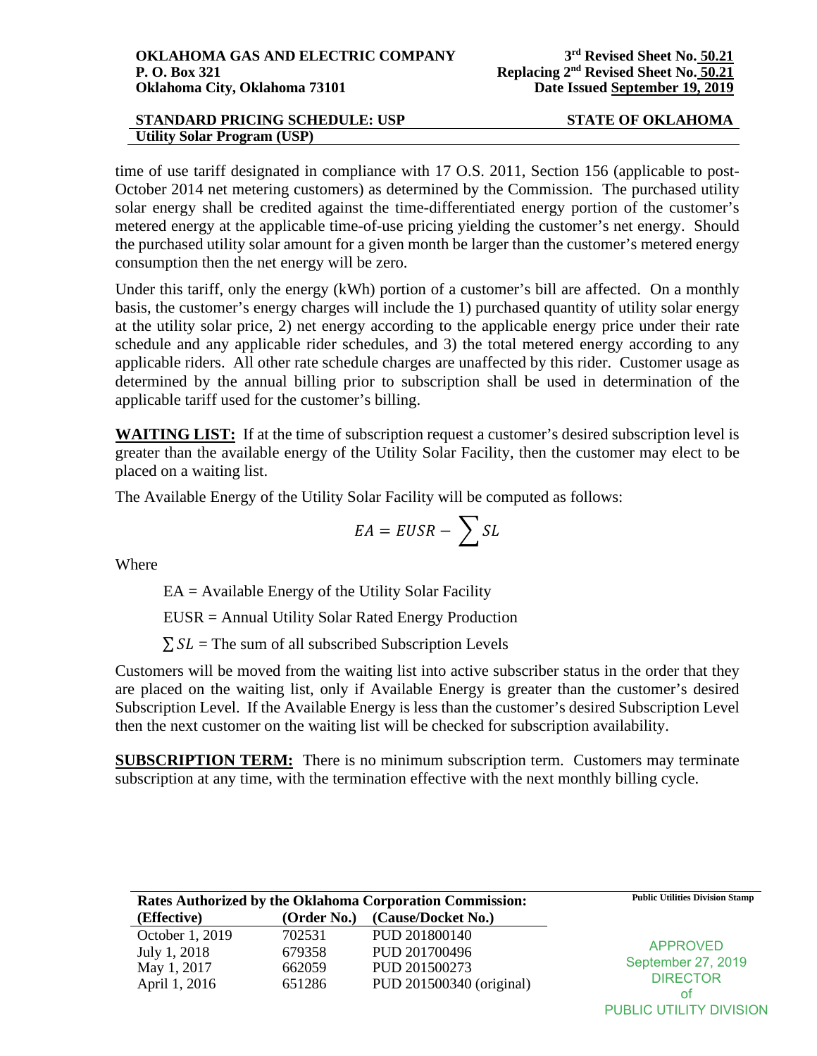time of use tariff designated in compliance with 17 O.S. 2011, Section 156 (applicable to post-October 2014 net metering customers) as determined by the Commission. The purchased utility solar energy shall be credited against the time-differentiated energy portion of the customer's metered energy at the applicable time-of-use pricing yielding the customer's net energy. Should the purchased utility solar amount for a given month be larger than the customer's metered energy consumption then the net energy will be zero.

Under this tariff, only the energy (kWh) portion of a customer's bill are affected. On a monthly basis, the customer's energy charges will include the 1) purchased quantity of utility solar energy at the utility solar price, 2) net energy according to the applicable energy price under their rate schedule and any applicable rider schedules, and 3) the total metered energy according to any applicable riders. All other rate schedule charges are unaffected by this rider. Customer usage as determined by the annual billing prior to subscription shall be used in determination of the applicable tariff used for the customer's billing.

**WAITING LIST:** If at the time of subscription request a customer's desired subscription level is greater than the available energy of the Utility Solar Facility, then the customer may elect to be placed on a waiting list.

The Available Energy of the Utility Solar Facility will be computed as follows:

$$EA = EUSR - \sum SL$$

Where

EA = Available Energy of the Utility Solar Facility

EUSR = Annual Utility Solar Rated Energy Production

$\sum SL$ = The sum of all subscribed Subscription Levels

Customers will be moved from the waiting list into active subscriber status in the order that they are placed on the waiting list, only if Available Energy is greater than the customer's desired Subscription Level. If the Available Energy is less than the customer's desired Subscription Level then the next customer on the waiting list will be checked for subscription availability.

**SUBSCRIPTION TERM:** There is no minimum subscription term. Customers may terminate subscription at any time, with the termination effective with the next monthly billing cycle.

**Rates Authorized by the Oklahoma Corporation Commission:**

| (Effective) | (Order No.) | (Cause/Docket No.) |
|---|---|---|
| October 1, 2019 | 702531 | PUD 201800140 |
| July 1, 2018 | 679358 | PUD 201700496 |
| May 1, 2017 | 662059 | PUD 201500273 |
| April 1, 2016 | 651286 | PUD 201500340 (original) |

Public Utilities Division Stamp

APPROVED
September 27, 2019
DIRECTOR
of
PUBLIC UTILITY DIVISION